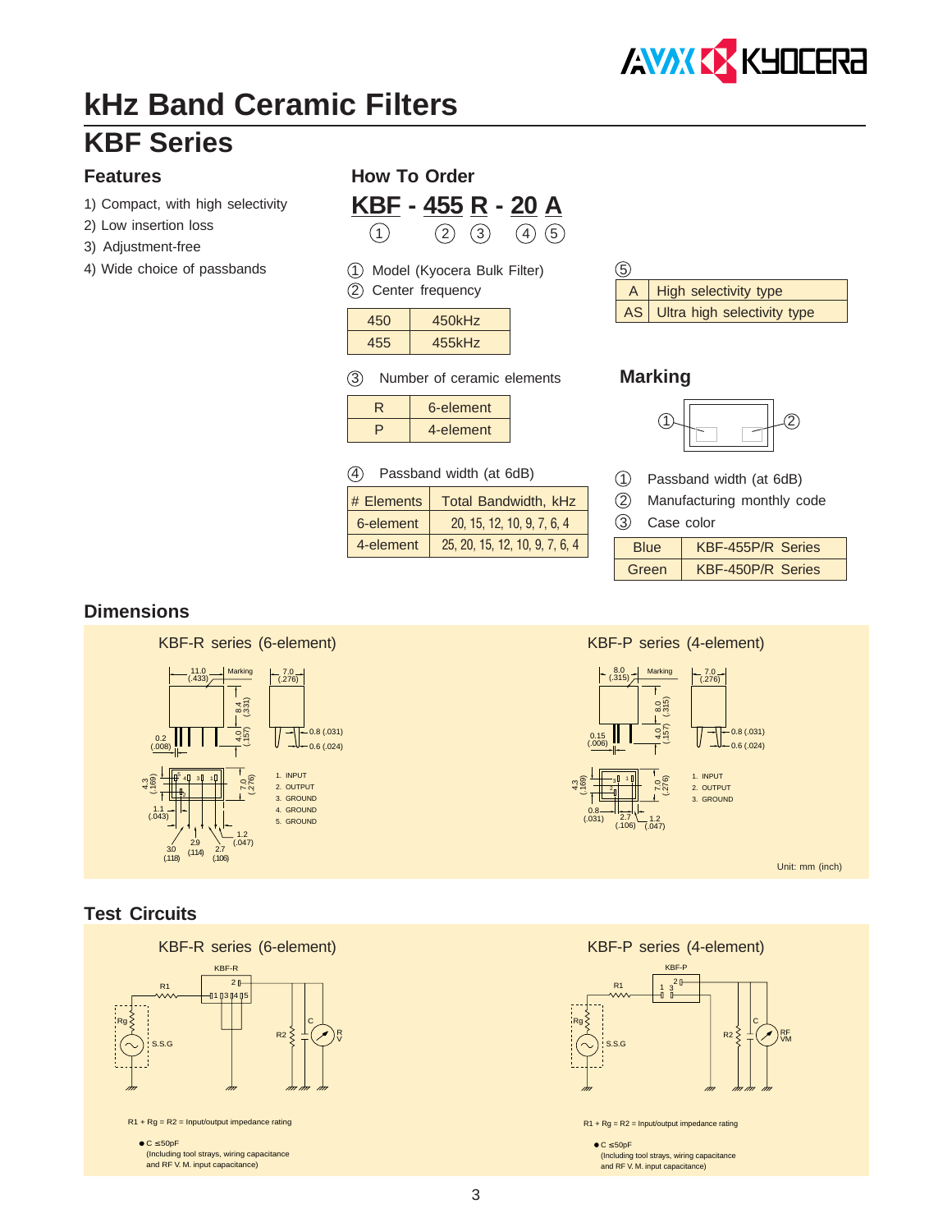# kHz Band Ceramic Filters

## KBF Series

### Features

1) Compact, with high selectivity
2) Low insertion loss
3) Adjustment-free
4) Wide choice of passbands

### How To Order

**KBF - 455 R - 20 A**
① ② ③ ④ ⑤

① Model (Kyocera Bulk Filter)
② Center frequency

| | |
|---|---|
| 450 | 450kHz |
| 455 | 455kHz |

③ Number of ceramic elements

| | |
|---|---|
| R | 6-element |
| P | 4-element |

④ Passband width (at 6dB)

| # Elements | Total Bandwidth, kHz |
|---|---|
| 6-element | 20, 15, 12, 10, 9, 7, 6, 4 |
| 4-element | 25, 20, 15, 12, 10, 9, 7, 6, 4 |

⑤

| | |
|---|---|
| A | High selectivity type |
| AS | Ultra high selectivity type |

### Marking

① Passband width (at 6dB)
② Manufacturing monthly code
③ Case color

| | |
|---|---|
| Blue | KBF-455P/R Series |
| Green | KBF-450P/R Series |

### Dimensions

KBF-R series (6-element)

11.0 (.433)
Marking
7.0 (.276)
8.4 (.331)
4.0 (.157)
0.2 (.008)
0.8 (.031)
0.6 (.024)
4.3 (.169)
7.0 (.276)
1.1 (.043)
1.2 (.047)
3.0 (.118)
2.9 (.114)
2.7 (.106)

1. INPUT
2. OUTPUT
3. GROUND
4. GROUND
5. GROUND

KBF-P series (4-element)

8.0 (.315)
Marking
7.0 (.276)
8.0 (.315)
4.0 (.157)
0.15 (.006)
0.8 (.031)
0.6 (.024)
4.3 (.169)
7.0 (.276)
0.8 (.031)
2.7 (.106)
1.2 (.047)

1. INPUT
2. OUTPUT
3. GROUND

Unit: mm (inch)

### Test Circuits

KBF-R series (6-element)

KBF-R
R1
Rg
S.S.G
R2
C
RV

R1 + Rg = R2 = Input/output impedance rating

● C ≤50pF
(Including tool strays, wiring capacitance and RF V. M. input capacitance)

KBF-P series (4-element)

KBF-P
R1
Rg
S.S.G
R2
C
RF VM

R1 + Rg = R2 = Input/output impedance rating

● C ≤50pF
(Including tool strays, wiring capacitance and RF V. M. input capacitance)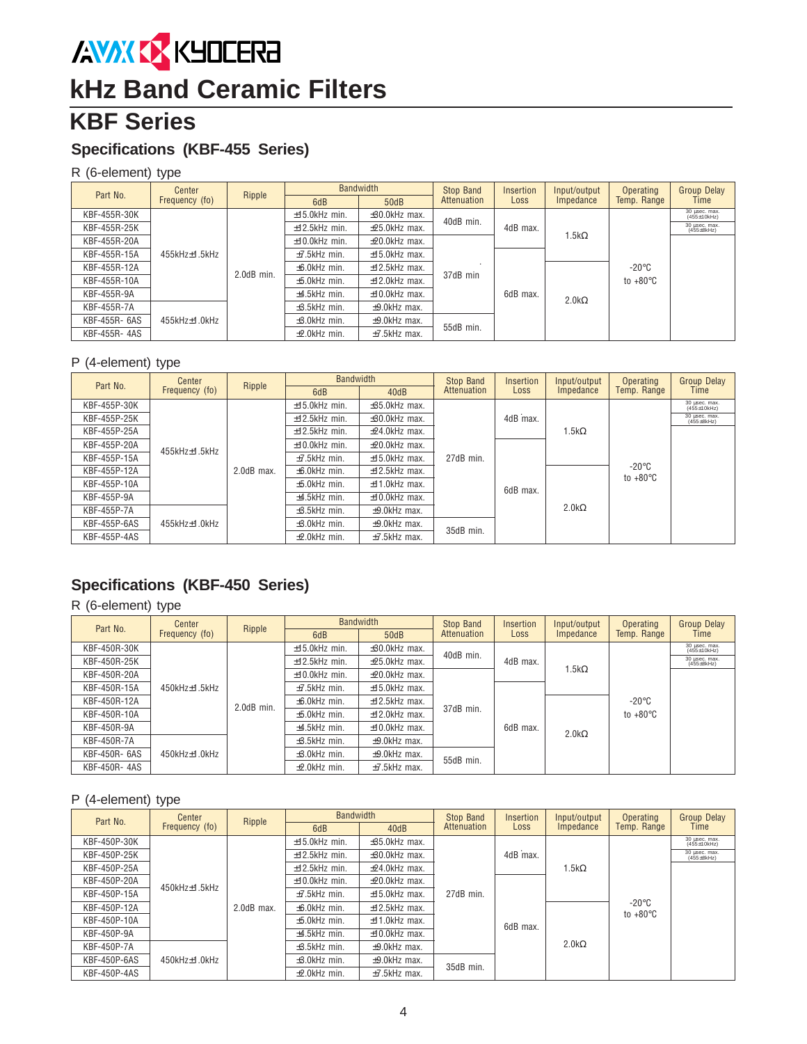# kHz Band Ceramic Filters

## KBF Series

### Specifications (KBF-455 Series)

R (6-element) type

| Part No. | Center Frequency (fo) | Ripple | Bandwidth | | Stop Band Attenuation | Insertion Loss | Input/output Impedance | Operating Temp. Range | Group Delay Time |
|---|---|---|---|---|---|---|---|---|---|
| | | | 6dB | 50dB | | | | | |
| KBF-455R-30K | 455kHz±1.5kHz | 2.0dB min. | ±15.0kHz min. | ±30.0kHz max. | 40dB min. | 4dB max. | 1.5kΩ | -20°C to +80°C | 30 µsec. max. (455±10kHz) |
| KBF-455R-25K | | | ±12.5kHz min. | ±25.0kHz max. | | | | | 30 µsec. max. (455±8kHz) |
| KBF-455R-20A | | | ±10.0kHz min. | ±20.0kHz max. | 37dB min | | | | |
| KBF-455R-15A | | | ±7.5kHz min. | ±15.0kHz max. | | 6dB max. | | | |
| KBF-455R-12A | | | ±6.0kHz min. | ±12.5kHz max. | | | 2.0kΩ | | |
| KBF-455R-10A | | | ±5.0kHz min. | ±12.0kHz max. | | | | | |
| KBF-455R-9A | | | ±4.5kHz min. | ±10.0kHz max. | | | | | |
| KBF-455R-7A | 455kHz±1.0kHz | | ±3.5kHz min. | ±9.0kHz max. | | | | | |
| KBF-455R- 6AS | | | ±3.0kHz min. | ±9.0kHz max. | 55dB min. | | | | |
| KBF-455R- 4AS | | | ±2.0kHz min. | ±7.5kHz max. | | | | | |

P (4-element) type

| Part No. | Center Frequency (fo) | Ripple | Bandwidth | | Stop Band Attenuation | Insertion Loss | Input/output Impedance | Operating Temp. Range | Group Delay Time |
|---|---|---|---|---|---|---|---|---|---|
| | | | 6dB | 40dB | | | | | |
| KBF-455P-30K | 455kHz±1.5kHz | 2.0dB max. | ±15.0kHz min. | ±35.0kHz max. | 27dB min. | 4dB max. | 1.5kΩ | -20°C to +80°C | 30 µsec. max. (455±10kHz) |
| KBF-455P-25K | | | ±12.5kHz min. | ±30.0kHz max. | | | | | 30 µsec. max. (455±8kHz) |
| KBF-455P-25A | | | ±12.5kHz min. | ±24.0kHz max. | | | | | |
| KBF-455P-20A | | | ±10.0kHz min. | ±20.0kHz max. | | 6dB max. | | | |
| KBF-455P-15A | | | ±7.5kHz min. | ±15.0kHz max. | | | | | |
| KBF-455P-12A | | | ±6.0kHz min. | ±12.5kHz max. | | | 2.0kΩ | | |
| KBF-455P-10A | | | ±5.0kHz min. | ±11.0kHz max. | | | | | |
| KBF-455P-9A | | | ±4.5kHz min. | ±10.0kHz max. | | | | | |
| KBF-455P-7A | 455kHz±1.0kHz | | ±3.5kHz min. | ±9.0kHz max. | | | | | |
| KBF-455P-6AS | | | ±3.0kHz min. | ±9.0kHz max. | 35dB min. | | | | |
| KBF-455P-4AS | | | ±2.0kHz min. | ±7.5kHz max. | | | | | |

### Specifications (KBF-450 Series)

R (6-element) type

| Part No. | Center Frequency (fo) | Ripple | Bandwidth | | Stop Band Attenuation | Insertion Loss | Input/output Impedance | Operating Temp. Range | Group Delay Time |
|---|---|---|---|---|---|---|---|---|---|
| | | | 6dB | 50dB | | | | | |
| KBF-450R-30K | 450kHz±1.5kHz | 2.0dB min. | ±15.0kHz min. | ±30.0kHz max. | 40dB min. | 4dB max. | 1.5kΩ | -20°C to +80°C | 30 µsec. max. (455±10kHz) |
| KBF-450R-25K | | | ±12.5kHz min. | ±25.0kHz max. | | | | | 30 µsec. max. (455±8kHz) |
| KBF-450R-20A | | | ±10.0kHz min. | ±20.0kHz max. | 37dB min. | | | | |
| KBF-450R-15A | | | ±7.5kHz min. | ±15.0kHz max. | | 6dB max. | | | |
| KBF-450R-12A | | | ±6.0kHz min. | ±12.5kHz max. | | | 2.0kΩ | | |
| KBF-450R-10A | | | ±5.0kHz min. | ±12.0kHz max. | | | | | |
| KBF-450R-9A | | | ±4.5kHz min. | ±10.0kHz max. | | | | | |
| KBF-450R-7A | 450kHz±1.0kHz | | ±3.5kHz min. | ±9.0kHz max. | | | | | |
| KBF-450R- 6AS | | | ±3.0kHz min. | ±9.0kHz max. | 55dB min. | | | | |
| KBF-450R- 4AS | | | ±2.0kHz min. | ±7.5kHz max. | | | | | |

P (4-element) type

| Part No. | Center Frequency (fo) | Ripple | Bandwidth | | Stop Band Attenuation | Insertion Loss | Input/output Impedance | Operating Temp. Range | Group Delay Time |
|---|---|---|---|---|---|---|---|---|---|
| | | | 6dB | 40dB | | | | | |
| KBF-450P-30K | 450kHz±1.5kHz | 2.0dB max. | ±15.0kHz min. | ±35.0kHz max. | 27dB min. | 4dB max. | 1.5kΩ | -20°C to +80°C | 30 µsec. max. (455±10kHz) |
| KBF-450P-25K | | | ±12.5kHz min. | ±30.0kHz max. | | | | | 30 µsec. max. (455±8kHz) |
| KBF-450P-25A | | | ±12.5kHz min. | ±24.0kHz max. | | | | | |
| KBF-450P-20A | | | ±10.0kHz min. | ±20.0kHz max. | | 6dB max. | | | |
| KBF-450P-15A | | | ±7.5kHz min. | ±15.0kHz max. | | | | | |
| KBF-450P-12A | | | ±6.0kHz min. | ±12.5kHz max. | | | 2.0kΩ | | |
| KBF-450P-10A | | | ±5.0kHz min. | ±11.0kHz max. | | | | | |
| KBF-450P-9A | | | ±4.5kHz min. | ±10.0kHz max. | | | | | |
| KBF-450P-7A | 450kHz±1.0kHz | | ±3.5kHz min. | ±9.0kHz max. | | | | | |
| KBF-450P-6AS | | | ±3.0kHz min. | ±9.0kHz max. | 35dB min. | | | | |
| KBF-450P-4AS | | | ±2.0kHz min. | ±7.5kHz max. | | | | | |